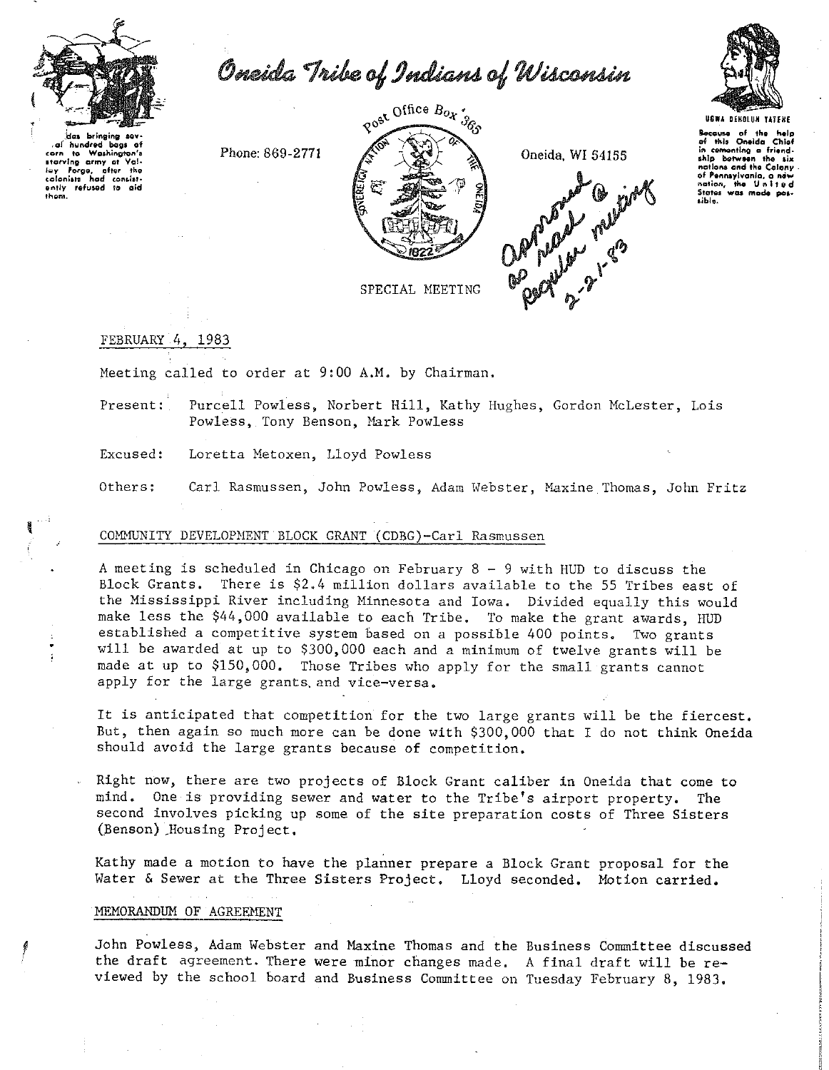# Oneida Tribe of Indians of Wisconsin

...ides bringing several hundred bags of corn to Washington's starving army at Valley Forge, after the colonists had consistently refused to aid them.

Phone: 869-2771

Post Office Box 365

Oneida, WI 54155

SOVEREIGN NATION OF THE ONEIDA 1822

UGWA DEHOLUH YATEHE

Because of the help of this Oneida Chief in cementing a friendship between the six nations and the Colony of Pennsylvania, a new nation, the United States was made possible.

SPECIAL MEETING

*approved as read @ regular meeting 2-21-83*

FEBRUARY 4, 1983

Meeting called to order at 9:00 A.M. by Chairman.

Present: Purcell Powless, Norbert Hill, Kathy Hughes, Gordon McLester, Lois Powless, Tony Benson, Mark Powless

Excused: Loretta Metoxen, Lloyd Powless

Others: Carl Rasmussen, John Powless, Adam Webster, Maxine Thomas, John Fritz

## COMMUNITY DEVELOPMENT BLOCK GRANT (CDBG)-Carl Rasmussen

A meeting is scheduled in Chicago on February 8 - 9 with HUD to discuss the Block Grants. There is $2.4 million dollars available to the 55 Tribes east of the Mississippi River including Minnesota and Iowa. Divided equally this would make less the $44,000 available to each Tribe. To make the grant awards, HUD established a competitive system based on a possible 400 points. Two grants will be awarded at up to $300,000 each and a minimum of twelve grants will be made at up to $150,000. Those Tribes who apply for the small grants cannot apply for the large grants and vice-versa.

It is anticipated that competition for the two large grants will be the fiercest. But, then again so much more can be done with $300,000 that I do not think Oneida should avoid the large grants because of competition.

Right now, there are two projects of Block Grant caliber in Oneida that come to mind. One is providing sewer and water to the Tribe's airport property. The second involves picking up some of the site preparation costs of Three Sisters (Benson) Housing Project.

Kathy made a motion to have the planner prepare a Block Grant proposal for the Water & Sewer at the Three Sisters Project. Lloyd seconded. Motion carried.

## MEMORANDUM OF AGREEMENT

John Powless, Adam Webster and Maxine Thomas and the Business Committee discussed the draft agreement. There were minor changes made. A final draft will be reviewed by the school board and Business Committee on Tuesday February 8, 1983.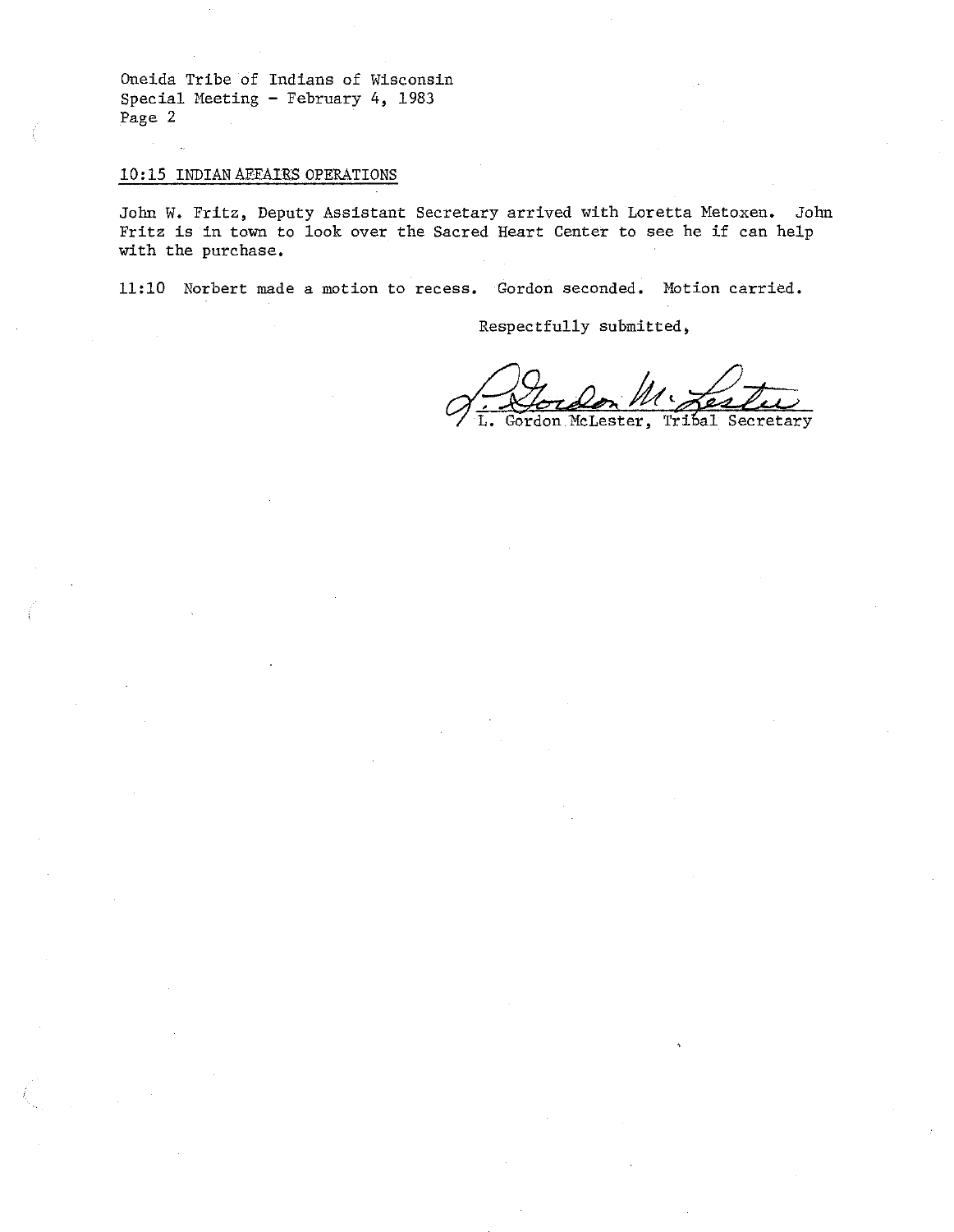Oneida Tribe of Indians of Wisconsin
Special Meeting - February 4, 1983
Page 2

## 10:15 INDIAN AFFAIRS OPERATIONS

John W. Fritz, Deputy Assistant Secretary arrived with Loretta Metoxen. John Fritz is in town to look over the Sacred Heart Center to see he if can help with the purchase.

11:10 Norbert made a motion to recess. Gordon seconded. Motion carried.

Respectfully submitted,

L. Gordon McLester, Tribal Secretary